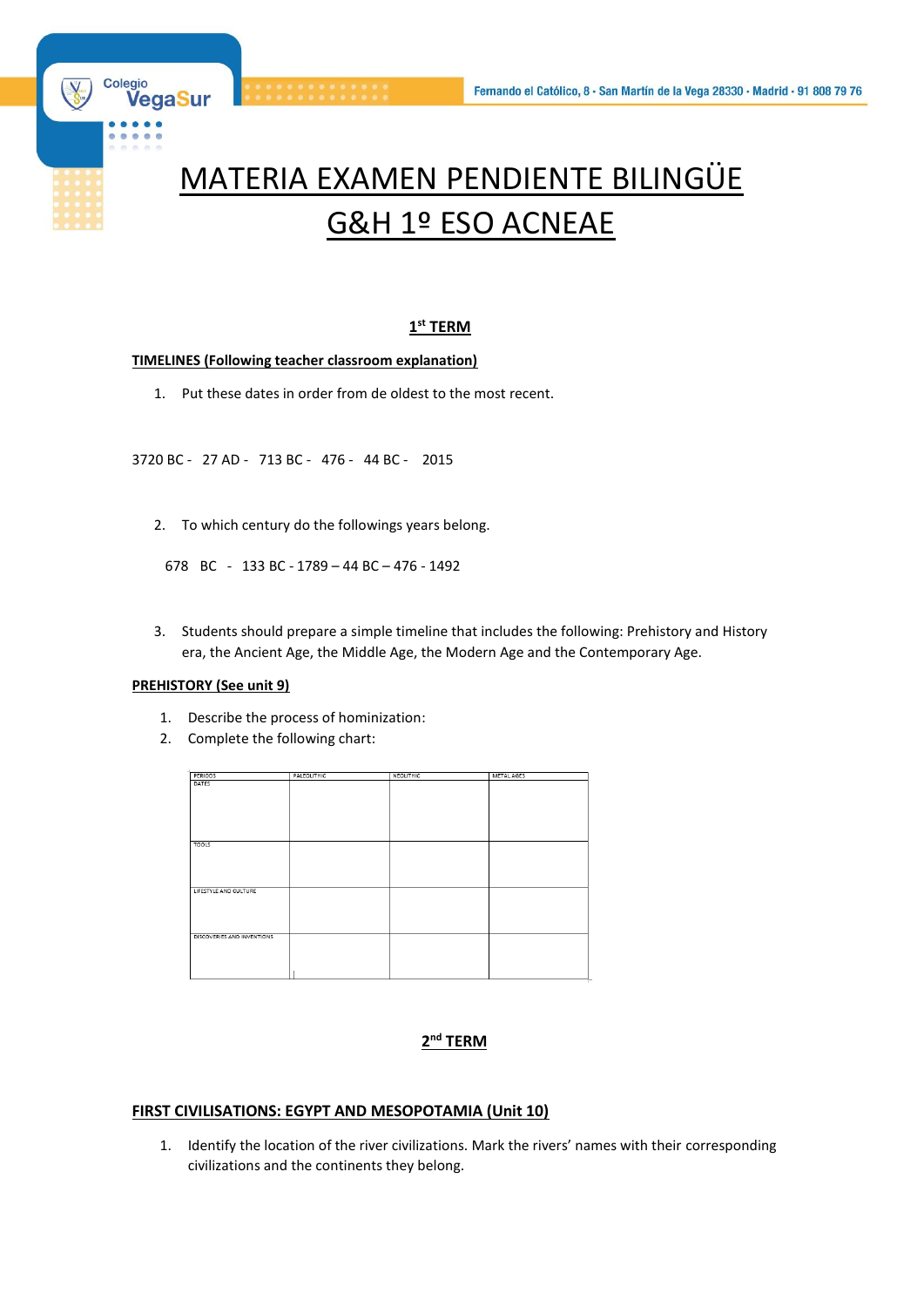# MATERIA EXAMEN PENDIENTE BILINGÜE
# G&H 1º ESO ACNEAE

## 1st TERM

**TIMELINES (Following teacher classroom explanation)**

1. Put these dates in order from de oldest to the most recent.

3720 BC - 27 AD - 713 BC - 476 - 44 BC - 2015

2. To which century do the followings years belong.

678 BC - 133 BC - 1789 – 44 BC – 476 - 1492

3. Students should prepare a simple timeline that includes the following: Prehistory and History era, the Ancient Age, the Middle Age, the Modern Age and the Contemporary Age.

**PREHISTORY (See unit 9)**

1. Describe the process of hominization:
2. Complete the following chart:

| PERIODS | PALEOLITHIC | NEOLITHIC | METAL AGES |
|---|---|---|---|
| DATES | | | |
| TOOLS | | | |
| LIFESTYLE AND CULTURE | | | |
| DISCOVERIES AND INVENTIONS | | | |

## 2nd TERM

**FIRST CIVILISATIONS: EGYPT AND MESOPOTAMIA (Unit 10)**

1. Identify the location of the river civilizations. Mark the rivers' names with their corresponding civilizations and the continents they belong.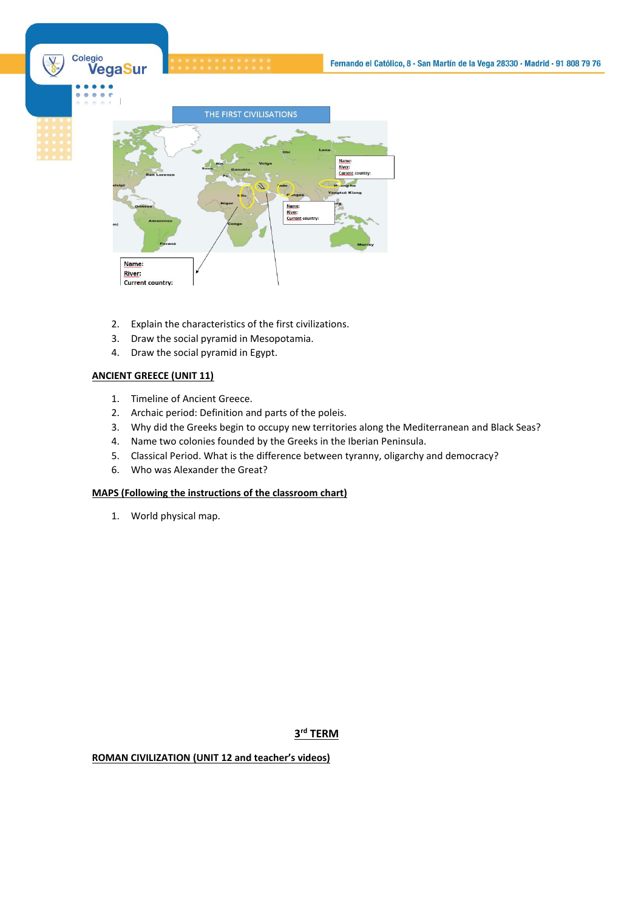THE FIRST CIVILISATIONS

Name:
River:
Current country:

Name:
River:
Current country:

Name:
River:
Current country:

2. Explain the characteristics of the first civilizations.
3. Draw the social pyramid in Mesopotamia.
4. Draw the social pyramid in Egypt.

**ANCIENT GREECE (UNIT 11)**

1. Timeline of Ancient Greece.
2. Archaic period: Definition and parts of the poleis.
3. Why did the Greeks begin to occupy new territories along the Mediterranean and Black Seas?
4. Name two colonies founded by the Greeks in the Iberian Peninsula.
5. Classical Period. What is the difference between tyranny, oligarchy and democracy?
6. Who was Alexander the Great?

**MAPS (Following the instructions of the classroom chart)**

1. World physical map.

## 3rd TERM

**ROMAN CIVILIZATION (UNIT 12 and teacher's videos)**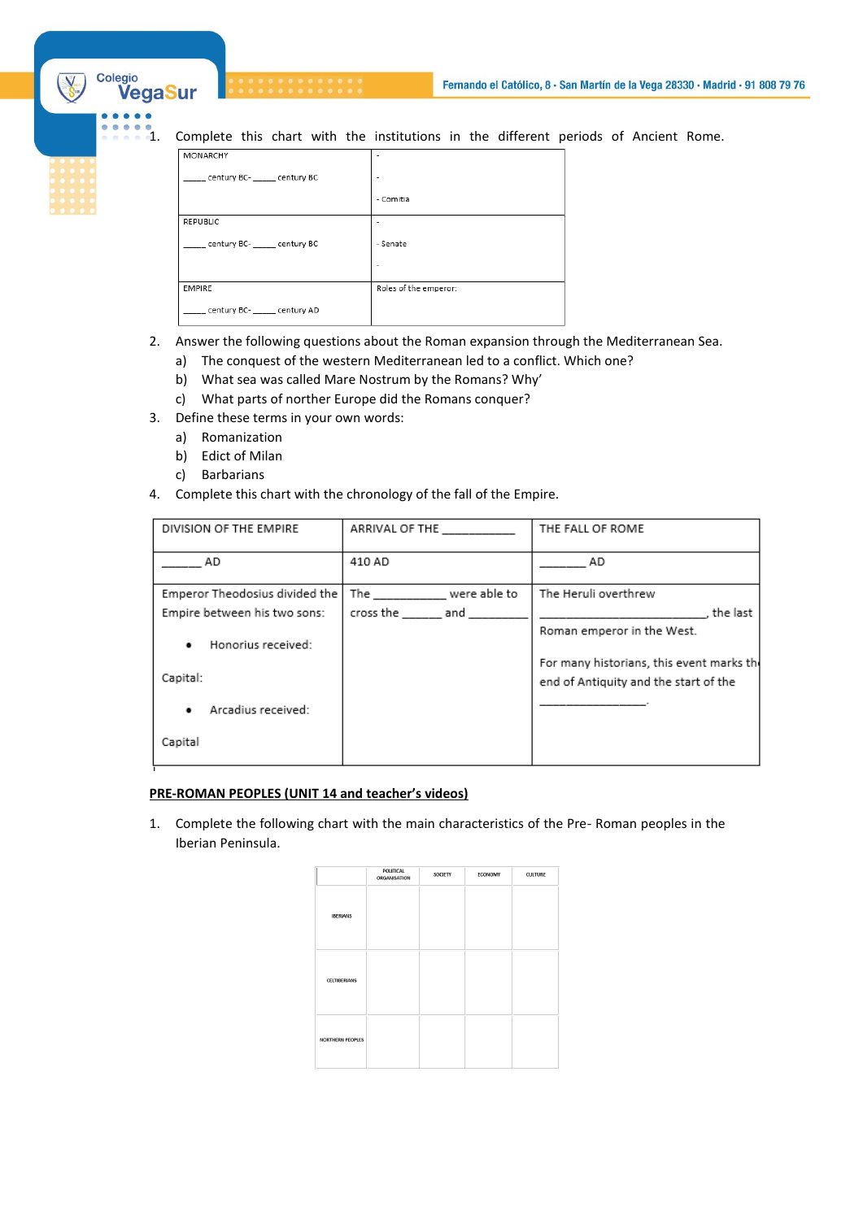1. Complete this chart with the institutions in the different periods of Ancient Rome.

| | |
|---|---|
| MONARCHY<br><br>_____ century BC- _____ century BC | -<br><br>-<br><br>- Comitia |
| REPUBLIC<br><br>_____ century BC- _____ century BC | -<br><br>- Senate<br><br>- |
| EMPIRE<br><br>_____ century BC- _____ century AD | Roles of the emperor: |

2. Answer the following questions about the Roman expansion through the Mediterranean Sea.
   a) The conquest of the western Mediterranean led to a conflict. Which one?
   b) What sea was called Mare Nostrum by the Romans? Why'
   c) What parts of norther Europe did the Romans conquer?
3. Define these terms in your own words:
   a) Romanization
   b) Edict of Milan
   c) Barbarians
4. Complete this chart with the chronology of the fall of the Empire.

| DIVISION OF THE EMPIRE | ARRIVAL OF THE ___________ | THE FALL OF ROME |
|---|---|---|
| ______ AD | 410 AD | _______ AD |
| Emperor Theodosius divided the Empire between his two sons:<br><br>• Honorius received:<br><br>Capital:<br><br>• Arcadius received:<br><br>Capital | The ___________ were able to cross the ______ and _________ | The Heruli overthrew ___________________________, the last Roman emperor in the West.<br><br>For many historians, this event marks the end of Antiquity and the start of the _______________. |

**PRE-ROMAN PEOPLES (UNIT 14 and teacher's videos)**

1. Complete the following chart with the main characteristics of the Pre- Roman peoples in the Iberian Peninsula.

| | POLITICAL ORGANISATION | SOCIETY | ECONOMY | CULTURE |
|---|---|---|---|---|
| IBERIANS | | | | |
| CELTIBERIANS | | | | |
| NORTHERN PEOPLES | | | | |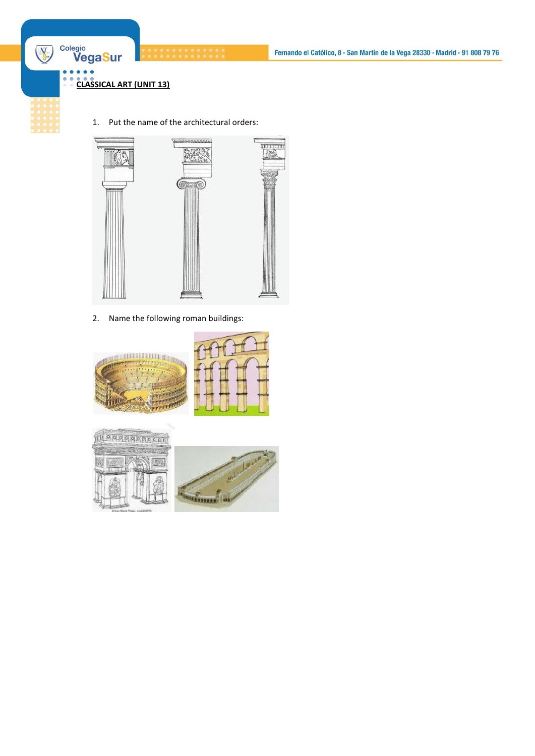**CLASSICAL ART (UNIT 13)**

1. Put the name of the architectural orders:

2. Name the following roman buildings: